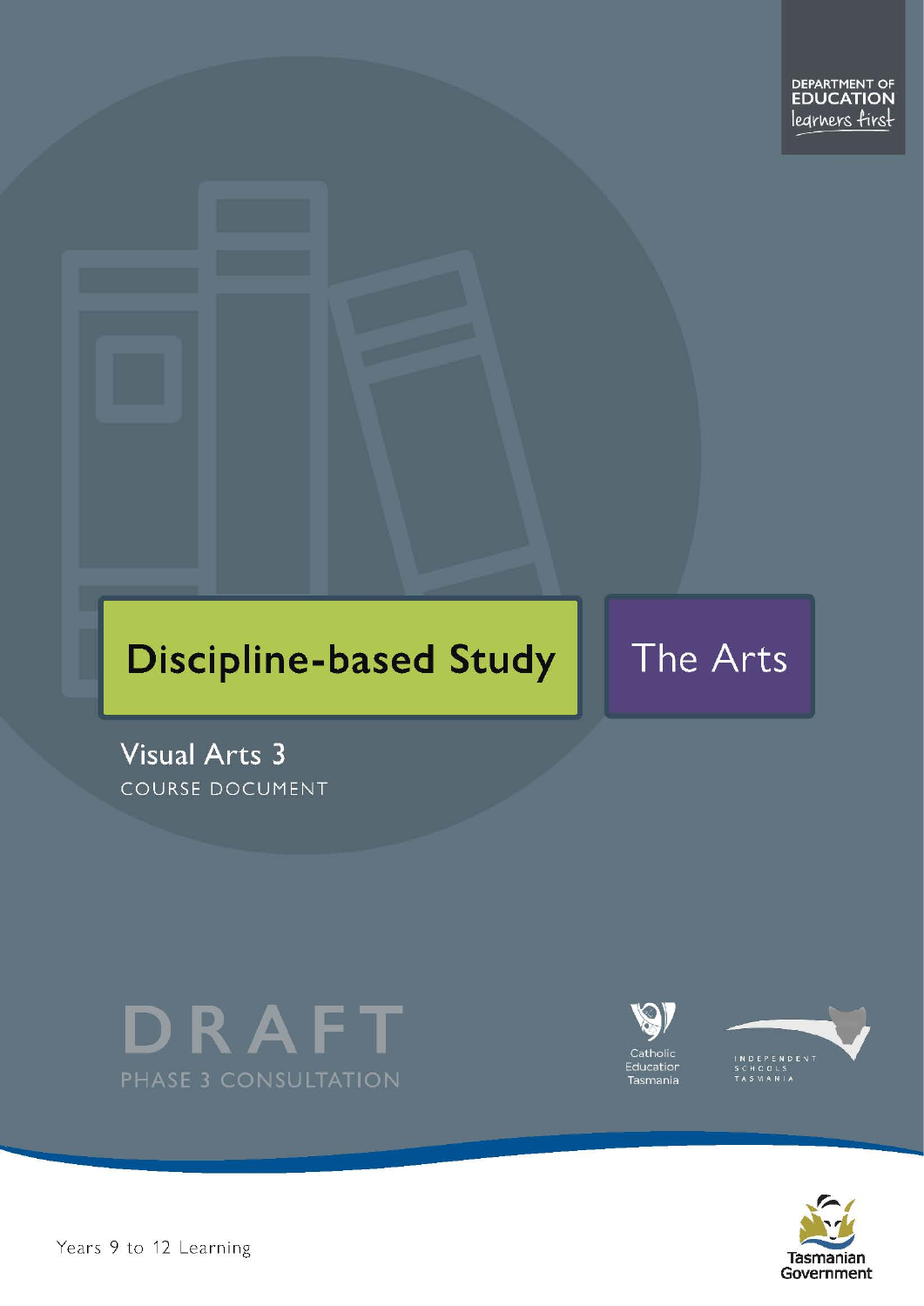DEPARTMENT OF EDUCATION
learners first

# Discipline-based Study

The Arts

## Visual Arts 3

COURSE DOCUMENT

DRAFT

PHASE 3 CONSULTATION

Catholic Education Tasmania

INDEPENDENT SCHOOLS TASMANIA

Years 9 to 12 Learning

Tasmanian Government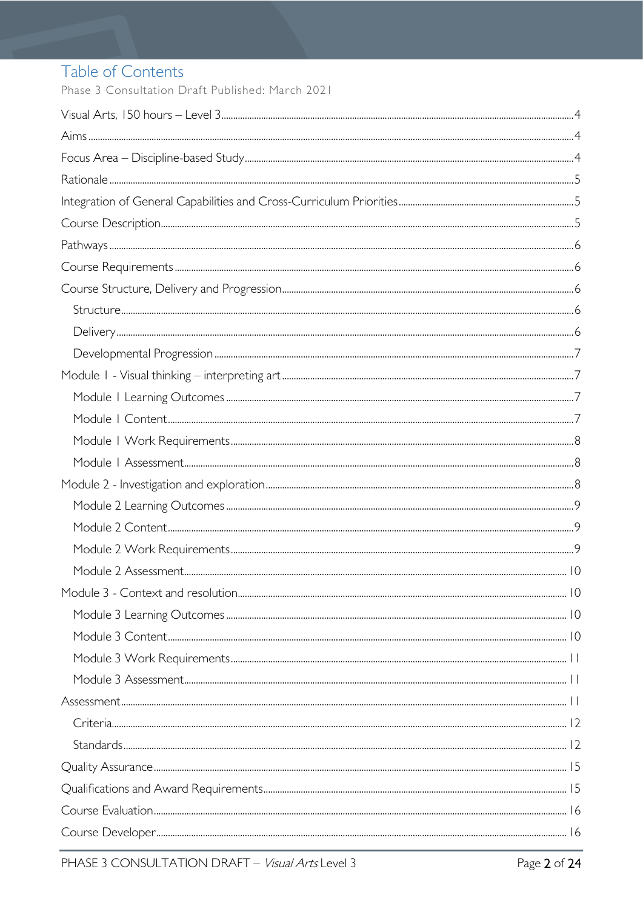# Table of Contents

Phase 3 Consultation Draft Published: March 2021

Visual Arts, 150 hours – Level 3 .....4

Aims .....4

Focus Area – Discipline-based Study .....4

Rationale .....5

Integration of General Capabilities and Cross-Curriculum Priorities .....5

Course Description .....5

Pathways .....6

Course Requirements .....6

Course Structure, Delivery and Progression .....6

- Structure .....6
- Delivery .....6
- Developmental Progression .....7

Module 1 - Visual thinking – interpreting art .....7

- Module 1 Learning Outcomes .....7
- Module 1 Content .....7
- Module 1 Work Requirements .....8
- Module 1 Assessment .....8

Module 2 - Investigation and exploration .....8

- Module 2 Learning Outcomes .....9
- Module 2 Content .....9
- Module 2 Work Requirements .....9
- Module 2 Assessment .....10

Module 3 - Context and resolution .....10

- Module 3 Learning Outcomes .....10
- Module 3 Content .....10
- Module 3 Work Requirements .....11
- Module 3 Assessment .....11

Assessment .....11

- Criteria .....12
- Standards .....12

Quality Assurance .....15

Qualifications and Award Requirements .....15

Course Evaluation .....16

Course Developer .....16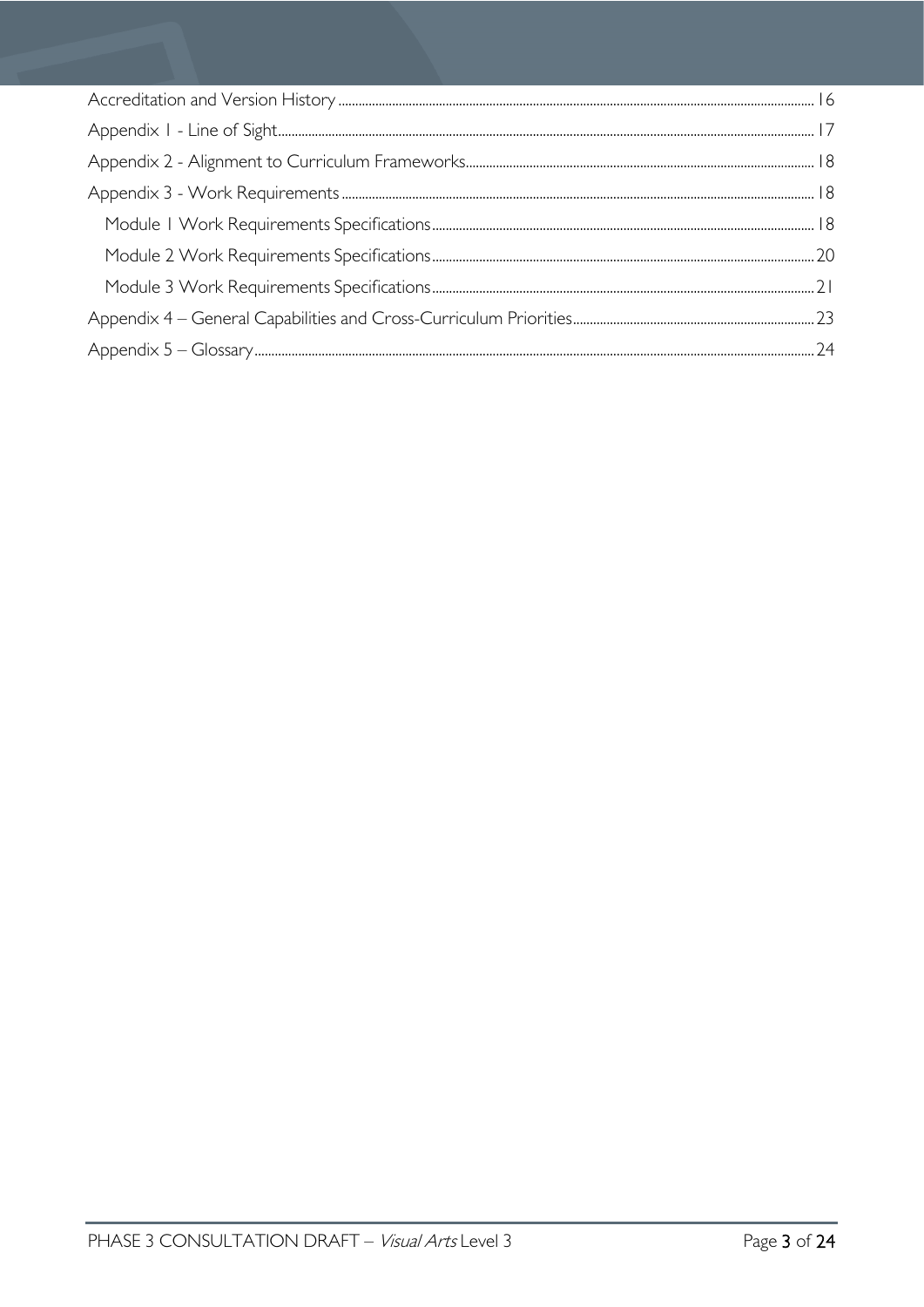Accreditation and Version History ........ 16

Appendix 1 - Line of Sight ........ 17

Appendix 2 - Alignment to Curriculum Frameworks ........ 18

Appendix 3 - Work Requirements ........ 18

- Module 1 Work Requirements Specifications ........ 18
- Module 2 Work Requirements Specifications ........ 20
- Module 3 Work Requirements Specifications ........ 21

Appendix 4 – General Capabilities and Cross-Curriculum Priorities ........ 23

Appendix 5 – Glossary ........ 24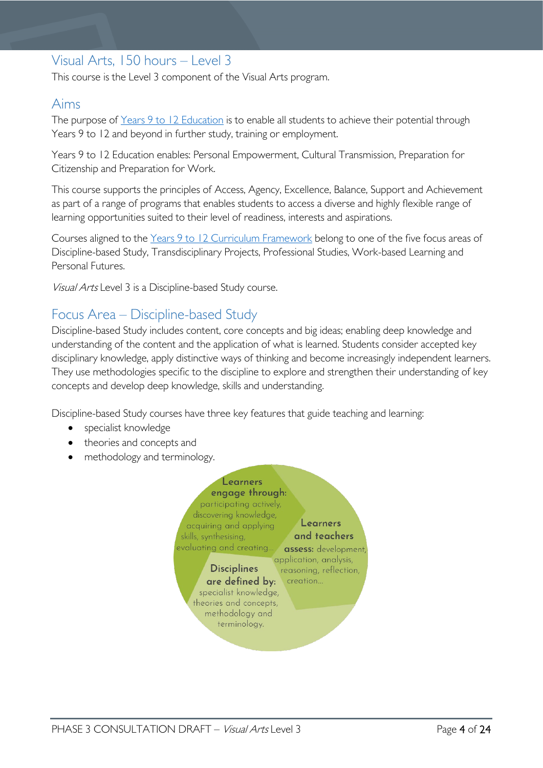## Visual Arts, 150 hours – Level 3

This course is the Level 3 component of the Visual Arts program.

## Aims

The purpose of [Years 9 to 12 Education](#) is to enable all students to achieve their potential through Years 9 to 12 and beyond in further study, training or employment.

Years 9 to 12 Education enables: Personal Empowerment, Cultural Transmission, Preparation for Citizenship and Preparation for Work.

This course supports the principles of Access, Agency, Excellence, Balance, Support and Achievement as part of a range of programs that enables students to access a diverse and highly flexible range of learning opportunities suited to their level of readiness, interests and aspirations.

Courses aligned to the [Years 9 to 12 Curriculum Framework](#) belong to one of the five focus areas of Discipline-based Study, Transdisciplinary Projects, Professional Studies, Work-based Learning and Personal Futures.

*Visual Arts* Level 3 is a Discipline-based Study course.

## Focus Area – Discipline-based Study

Discipline-based Study includes content, core concepts and big ideas; enabling deep knowledge and understanding of the content and the application of what is learned. Students consider accepted key disciplinary knowledge, apply distinctive ways of thinking and become increasingly independent learners. They use methodologies specific to the discipline to explore and strengthen their understanding of key concepts and develop deep knowledge, skills and understanding.

Discipline-based Study courses have three key features that guide teaching and learning:

- specialist knowledge
- theories and concepts and
- methodology and terminology.

**Learners engage through:** participating actively, discovering knowledge, acquiring and applying skills, synthesising, evaluating and creating…

**Learners and teachers assess:** development, application, analysis, reasoning, reflection, creation…

**Disciplines are defined by:** specialist knowledge, theories and concepts, methodology and terminology.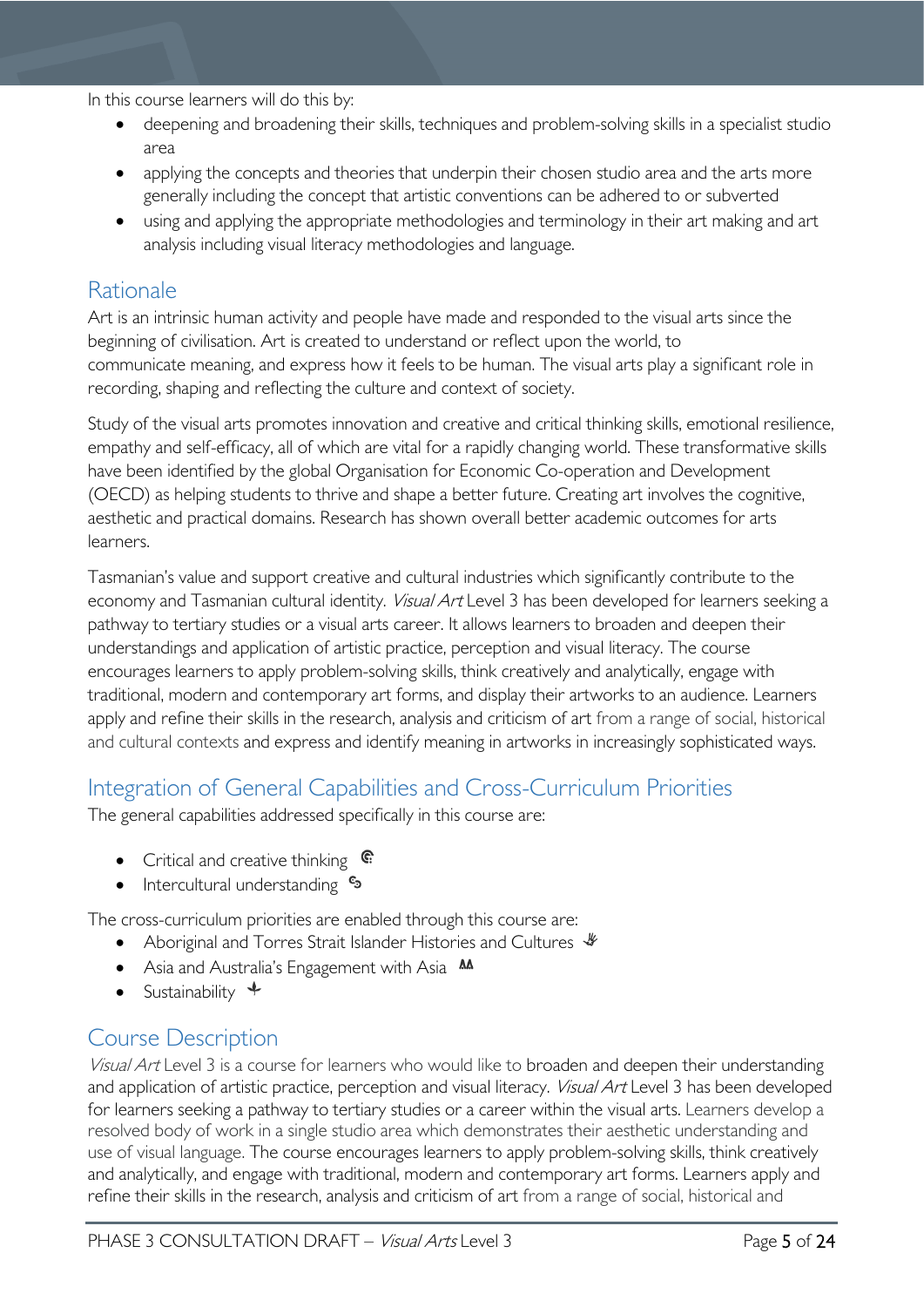In this course learners will do this by:

- deepening and broadening their skills, techniques and problem-solving skills in a specialist studio area
- applying the concepts and theories that underpin their chosen studio area and the arts more generally including the concept that artistic conventions can be adhered to or subverted
- using and applying the appropriate methodologies and terminology in their art making and art analysis including visual literacy methodologies and language.

## Rationale

Art is an intrinsic human activity and people have made and responded to the visual arts since the beginning of civilisation. Art is created to understand or reflect upon the world, to communicate meaning, and express how it feels to be human. The visual arts play a significant role in recording, shaping and reflecting the culture and context of society.

Study of the visual arts promotes innovation and creative and critical thinking skills, emotional resilience, empathy and self-efficacy, all of which are vital for a rapidly changing world. These transformative skills have been identified by the global Organisation for Economic Co-operation and Development (OECD) as helping students to thrive and shape a better future. Creating art involves the cognitive, aesthetic and practical domains. Research has shown overall better academic outcomes for arts learners.

Tasmanian's value and support creative and cultural industries which significantly contribute to the economy and Tasmanian cultural identity. *Visual Art* Level 3 has been developed for learners seeking a pathway to tertiary studies or a visual arts career. It allows learners to broaden and deepen their understandings and application of artistic practice, perception and visual literacy. The course encourages learners to apply problem-solving skills, think creatively and analytically, engage with traditional, modern and contemporary art forms, and display their artworks to an audience. Learners apply and refine their skills in the research, analysis and criticism of art from a range of social, historical and cultural contexts and express and identify meaning in artworks in increasingly sophisticated ways.

## Integration of General Capabilities and Cross-Curriculum Priorities

The general capabilities addressed specifically in this course are:

- Critical and creative thinking
- Intercultural understanding

The cross-curriculum priorities are enabled through this course are:

- Aboriginal and Torres Strait Islander Histories and Cultures
- Asia and Australia's Engagement with Asia
- Sustainability

## Course Description

*Visual Art* Level 3 is a course for learners who would like to broaden and deepen their understanding and application of artistic practice, perception and visual literacy. *Visual Art* Level 3 has been developed for learners seeking a pathway to tertiary studies or a career within the visual arts. Learners develop a resolved body of work in a single studio area which demonstrates their aesthetic understanding and use of visual language. The course encourages learners to apply problem-solving skills, think creatively and analytically, and engage with traditional, modern and contemporary art forms. Learners apply and refine their skills in the research, analysis and criticism of art from a range of social, historical and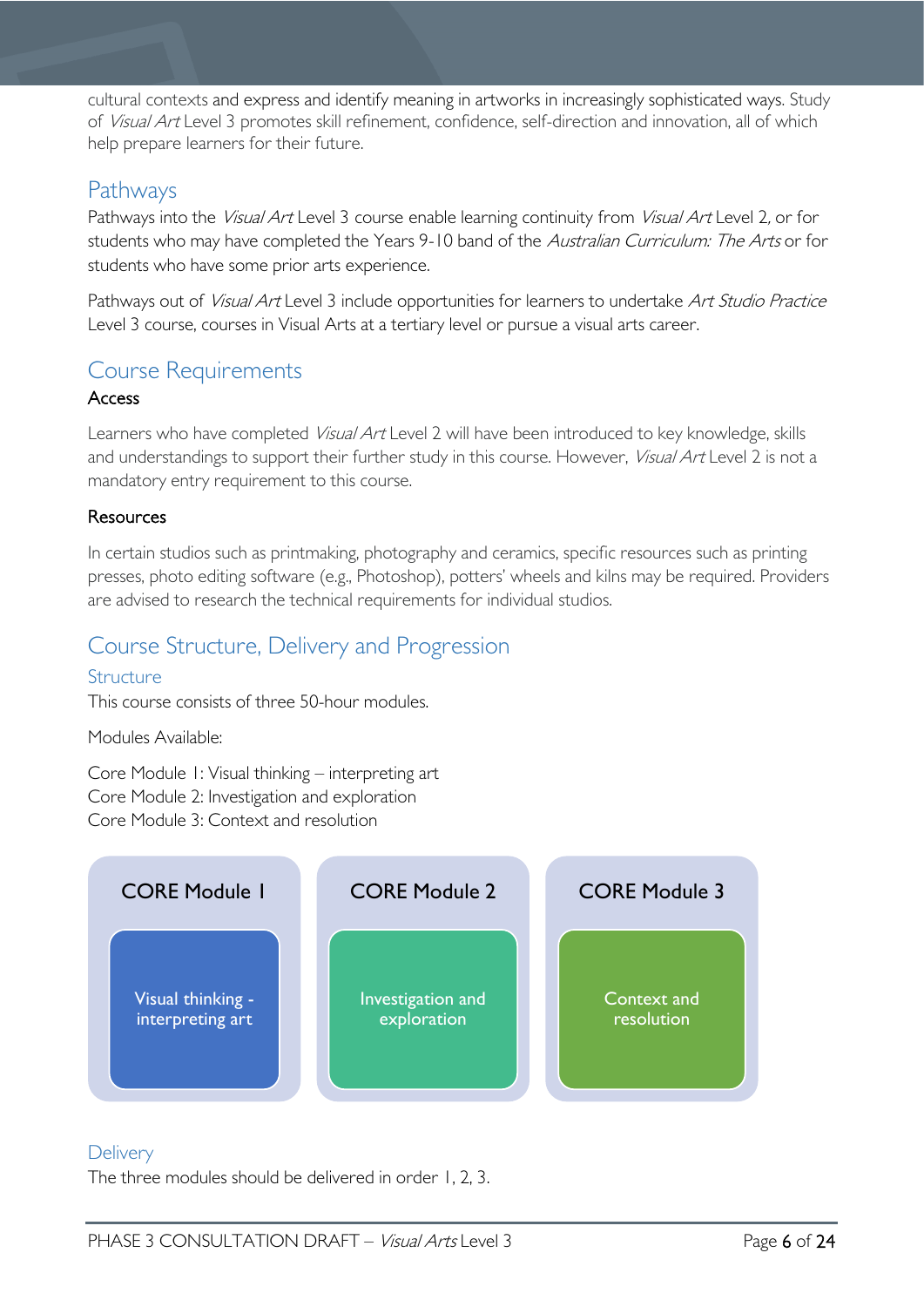cultural contexts and express and identify meaning in artworks in increasingly sophisticated ways. Study of *Visual Art* Level 3 promotes skill refinement, confidence, self-direction and innovation, all of which help prepare learners for their future.

## Pathways

Pathways into the *Visual Art* Level 3 course enable learning continuity from *Visual Art* Level 2, or for students who may have completed the Years 9-10 band of the *Australian Curriculum: The Arts* or for students who have some prior arts experience.

Pathways out of *Visual Art* Level 3 include opportunities for learners to undertake *Art Studio Practice* Level 3 course, courses in Visual Arts at a tertiary level or pursue a visual arts career.

## Course Requirements

### Access

Learners who have completed *Visual Art* Level 2 will have been introduced to key knowledge, skills and understandings to support their further study in this course. However, *Visual Art* Level 2 is not a mandatory entry requirement to this course.

### Resources

In certain studios such as printmaking, photography and ceramics, specific resources such as printing presses, photo editing software (e.g., Photoshop), potters' wheels and kilns may be required. Providers are advised to research the technical requirements for individual studios.

## Course Structure, Delivery and Progression

### Structure

This course consists of three 50-hour modules.

Modules Available:

Core Module 1: Visual thinking – interpreting art
Core Module 2: Investigation and exploration
Core Module 3: Context and resolution

| CORE Module 1 | CORE Module 2 | CORE Module 3 |
|---|---|---|
| Visual thinking - interpreting art | Investigation and exploration | Context and resolution |

### Delivery

The three modules should be delivered in order 1, 2, 3.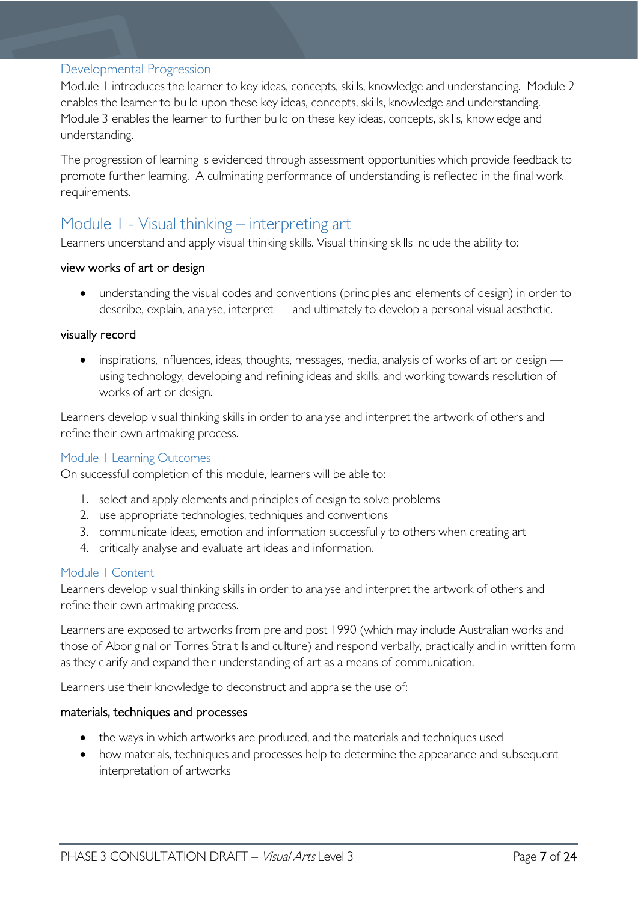### Developmental Progression

Module 1 introduces the learner to key ideas, concepts, skills, knowledge and understanding. Module 2 enables the learner to build upon these key ideas, concepts, skills, knowledge and understanding. Module 3 enables the learner to further build on these key ideas, concepts, skills, knowledge and understanding.

The progression of learning is evidenced through assessment opportunities which provide feedback to promote further learning. A culminating performance of understanding is reflected in the final work requirements.

## Module 1 - Visual thinking – interpreting art

Learners understand and apply visual thinking skills. Visual thinking skills include the ability to:

#### view works of art or design

- understanding the visual codes and conventions (principles and elements of design) in order to describe, explain, analyse, interpret — and ultimately to develop a personal visual aesthetic.

#### visually record

- inspirations, influences, ideas, thoughts, messages, media, analysis of works of art or design — using technology, developing and refining ideas and skills, and working towards resolution of works of art or design.

Learners develop visual thinking skills in order to analyse and interpret the artwork of others and refine their own artmaking process.

### Module 1 Learning Outcomes

On successful completion of this module, learners will be able to:

1. select and apply elements and principles of design to solve problems
2. use appropriate technologies, techniques and conventions
3. communicate ideas, emotion and information successfully to others when creating art
4. critically analyse and evaluate art ideas and information.

### Module 1 Content

Learners develop visual thinking skills in order to analyse and interpret the artwork of others and refine their own artmaking process.

Learners are exposed to artworks from pre and post 1990 (which may include Australian works and those of Aboriginal or Torres Strait Island culture) and respond verbally, practically and in written form as they clarify and expand their understanding of art as a means of communication.

Learners use their knowledge to deconstruct and appraise the use of:

#### materials, techniques and processes

- the ways in which artworks are produced, and the materials and techniques used
- how materials, techniques and processes help to determine the appearance and subsequent interpretation of artworks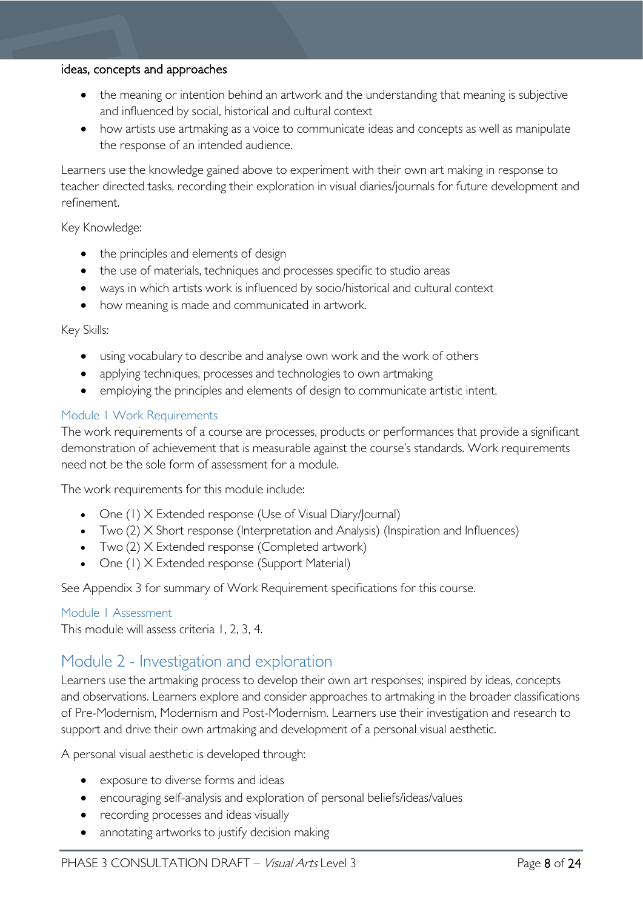ideas, concepts and approaches

- the meaning or intention behind an artwork and the understanding that meaning is subjective and influenced by social, historical and cultural context
- how artists use artmaking as a voice to communicate ideas and concepts as well as manipulate the response of an intended audience.

Learners use the knowledge gained above to experiment with their own art making in response to teacher directed tasks, recording their exploration in visual diaries/journals for future development and refinement.

Key Knowledge:

- the principles and elements of design
- the use of materials, techniques and processes specific to studio areas
- ways in which artists work is influenced by socio/historical and cultural context
- how meaning is made and communicated in artwork.

Key Skills:

- using vocabulary to describe and analyse own work and the work of others
- applying techniques, processes and technologies to own artmaking
- employing the principles and elements of design to communicate artistic intent.

### Module 1 Work Requirements

The work requirements of a course are processes, products or performances that provide a significant demonstration of achievement that is measurable against the course's standards. Work requirements need not be the sole form of assessment for a module.

The work requirements for this module include:

- One (1) X Extended response (Use of Visual Diary/Journal)
- Two (2) X Short response (Interpretation and Analysis) (Inspiration and Influences)
- Two (2) X Extended response (Completed artwork)
- One (1) X Extended response (Support Material)

See Appendix 3 for summary of Work Requirement specifications for this course.

### Module 1 Assessment

This module will assess criteria 1, 2, 3, 4.

## Module 2 - Investigation and exploration

Learners use the artmaking process to develop their own art responses; inspired by ideas, concepts and observations. Learners explore and consider approaches to artmaking in the broader classifications of Pre-Modernism, Modernism and Post-Modernism. Learners use their investigation and research to support and drive their own artmaking and development of a personal visual aesthetic.

A personal visual aesthetic is developed through:

- exposure to diverse forms and ideas
- encouraging self-analysis and exploration of personal beliefs/ideas/values
- recording processes and ideas visually
- annotating artworks to justify decision making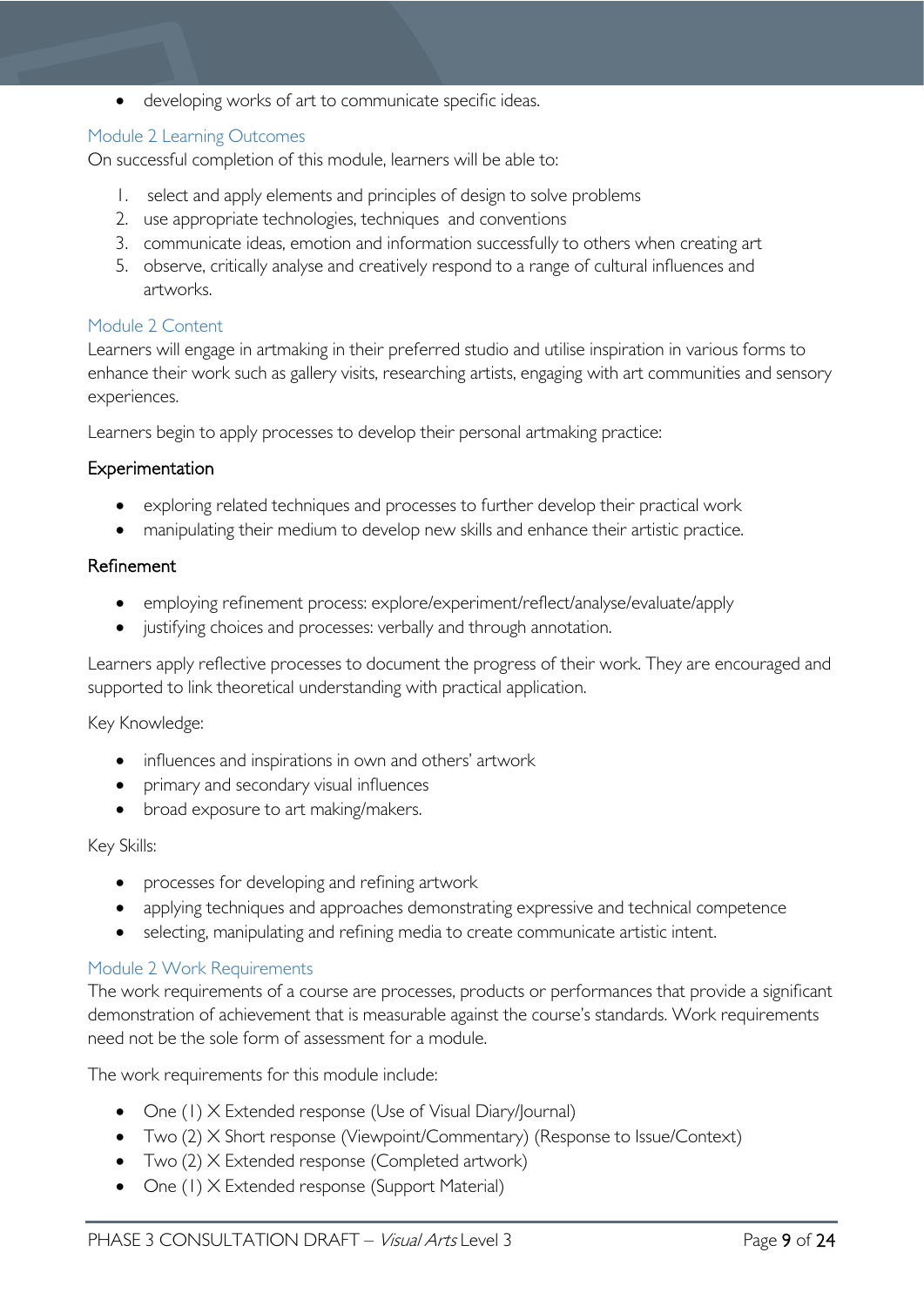- developing works of art to communicate specific ideas.

## Module 2 Learning Outcomes

On successful completion of this module, learners will be able to:

1. select and apply elements and principles of design to solve problems
2. use appropriate technologies, techniques and conventions
3. communicate ideas, emotion and information successfully to others when creating art
5. observe, critically analyse and creatively respond to a range of cultural influences and artworks.

## Module 2 Content

Learners will engage in artmaking in their preferred studio and utilise inspiration in various forms to enhance their work such as gallery visits, researching artists, engaging with art communities and sensory experiences.

Learners begin to apply processes to develop their personal artmaking practice:

### Experimentation

- exploring related techniques and processes to further develop their practical work
- manipulating their medium to develop new skills and enhance their artistic practice.

### Refinement

- employing refinement process: explore/experiment/reflect/analyse/evaluate/apply
- justifying choices and processes: verbally and through annotation.

Learners apply reflective processes to document the progress of their work. They are encouraged and supported to link theoretical understanding with practical application.

Key Knowledge:

- influences and inspirations in own and others' artwork
- primary and secondary visual influences
- broad exposure to art making/makers.

Key Skills:

- processes for developing and refining artwork
- applying techniques and approaches demonstrating expressive and technical competence
- selecting, manipulating and refining media to create communicate artistic intent.

## Module 2 Work Requirements

The work requirements of a course are processes, products or performances that provide a significant demonstration of achievement that is measurable against the course's standards. Work requirements need not be the sole form of assessment for a module.

The work requirements for this module include:

- One (1) X Extended response (Use of Visual Diary/Journal)
- Two (2) X Short response (Viewpoint/Commentary) (Response to Issue/Context)
- Two (2) X Extended response (Completed artwork)
- One (1) X Extended response (Support Material)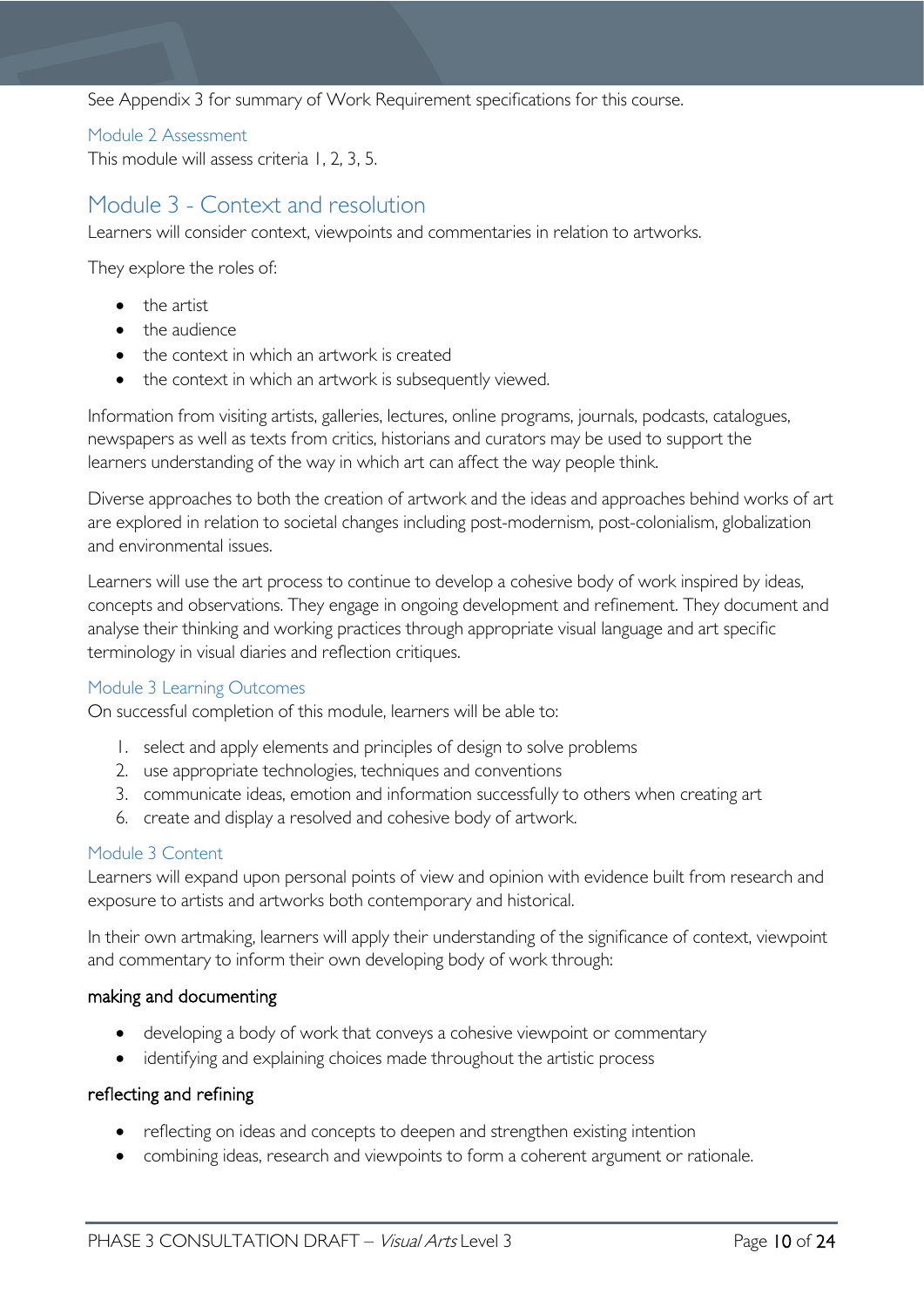See Appendix 3 for summary of Work Requirement specifications for this course.

### Module 2 Assessment

This module will assess criteria 1, 2, 3, 5.

## Module 3 - Context and resolution

Learners will consider context, viewpoints and commentaries in relation to artworks.

They explore the roles of:

- the artist
- the audience
- the context in which an artwork is created
- the context in which an artwork is subsequently viewed.

Information from visiting artists, galleries, lectures, online programs, journals, podcasts, catalogues, newspapers as well as texts from critics, historians and curators may be used to support the learners understanding of the way in which art can affect the way people think.

Diverse approaches to both the creation of artwork and the ideas and approaches behind works of art are explored in relation to societal changes including post-modernism, post-colonialism, globalization and environmental issues.

Learners will use the art process to continue to develop a cohesive body of work inspired by ideas, concepts and observations. They engage in ongoing development and refinement. They document and analyse their thinking and working practices through appropriate visual language and art specific terminology in visual diaries and reflection critiques.

### Module 3 Learning Outcomes

On successful completion of this module, learners will be able to:

1. select and apply elements and principles of design to solve problems
2. use appropriate technologies, techniques and conventions
3. communicate ideas, emotion and information successfully to others when creating art
6. create and display a resolved and cohesive body of artwork.

### Module 3 Content

Learners will expand upon personal points of view and opinion with evidence built from research and exposure to artists and artworks both contemporary and historical.

In their own artmaking, learners will apply their understanding of the significance of context, viewpoint and commentary to inform their own developing body of work through:

#### making and documenting

- developing a body of work that conveys a cohesive viewpoint or commentary
- identifying and explaining choices made throughout the artistic process

#### reflecting and refining

- reflecting on ideas and concepts to deepen and strengthen existing intention
- combining ideas, research and viewpoints to form a coherent argument or rationale.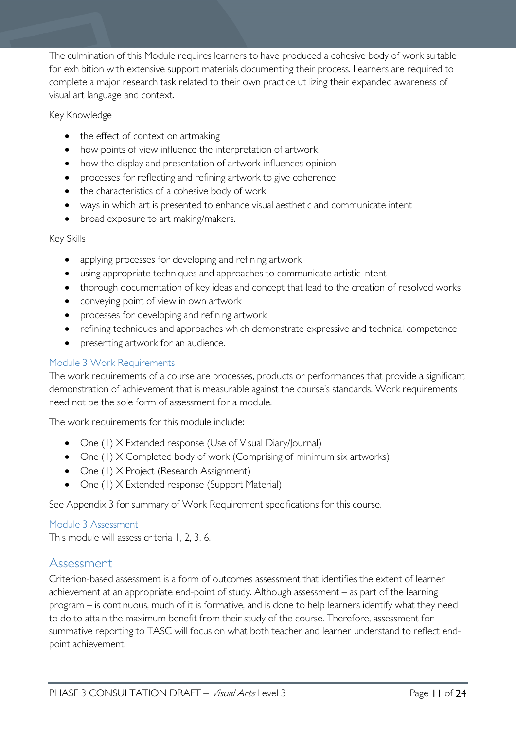The culmination of this Module requires learners to have produced a cohesive body of work suitable for exhibition with extensive support materials documenting their process. Learners are required to complete a major research task related to their own practice utilizing their expanded awareness of visual art language and context.

Key Knowledge

- the effect of context on artmaking
- how points of view influence the interpretation of artwork
- how the display and presentation of artwork influences opinion
- processes for reflecting and refining artwork to give coherence
- the characteristics of a cohesive body of work
- ways in which art is presented to enhance visual aesthetic and communicate intent
- broad exposure to art making/makers.

Key Skills

- applying processes for developing and refining artwork
- using appropriate techniques and approaches to communicate artistic intent
- thorough documentation of key ideas and concept that lead to the creation of resolved works
- conveying point of view in own artwork
- processes for developing and refining artwork
- refining techniques and approaches which demonstrate expressive and technical competence
- presenting artwork for an audience.

### Module 3 Work Requirements

The work requirements of a course are processes, products or performances that provide a significant demonstration of achievement that is measurable against the course's standards. Work requirements need not be the sole form of assessment for a module.

The work requirements for this module include:

- One (1) X Extended response (Use of Visual Diary/Journal)
- One (1) X Completed body of work (Comprising of minimum six artworks)
- One (1) X Project (Research Assignment)
- One (1) X Extended response (Support Material)

See Appendix 3 for summary of Work Requirement specifications for this course.

### Module 3 Assessment

This module will assess criteria 1, 2, 3, 6.

## Assessment

Criterion-based assessment is a form of outcomes assessment that identifies the extent of learner achievement at an appropriate end-point of study. Although assessment – as part of the learning program – is continuous, much of it is formative, and is done to help learners identify what they need to do to attain the maximum benefit from their study of the course. Therefore, assessment for summative reporting to TASC will focus on what both teacher and learner understand to reflect end-point achievement.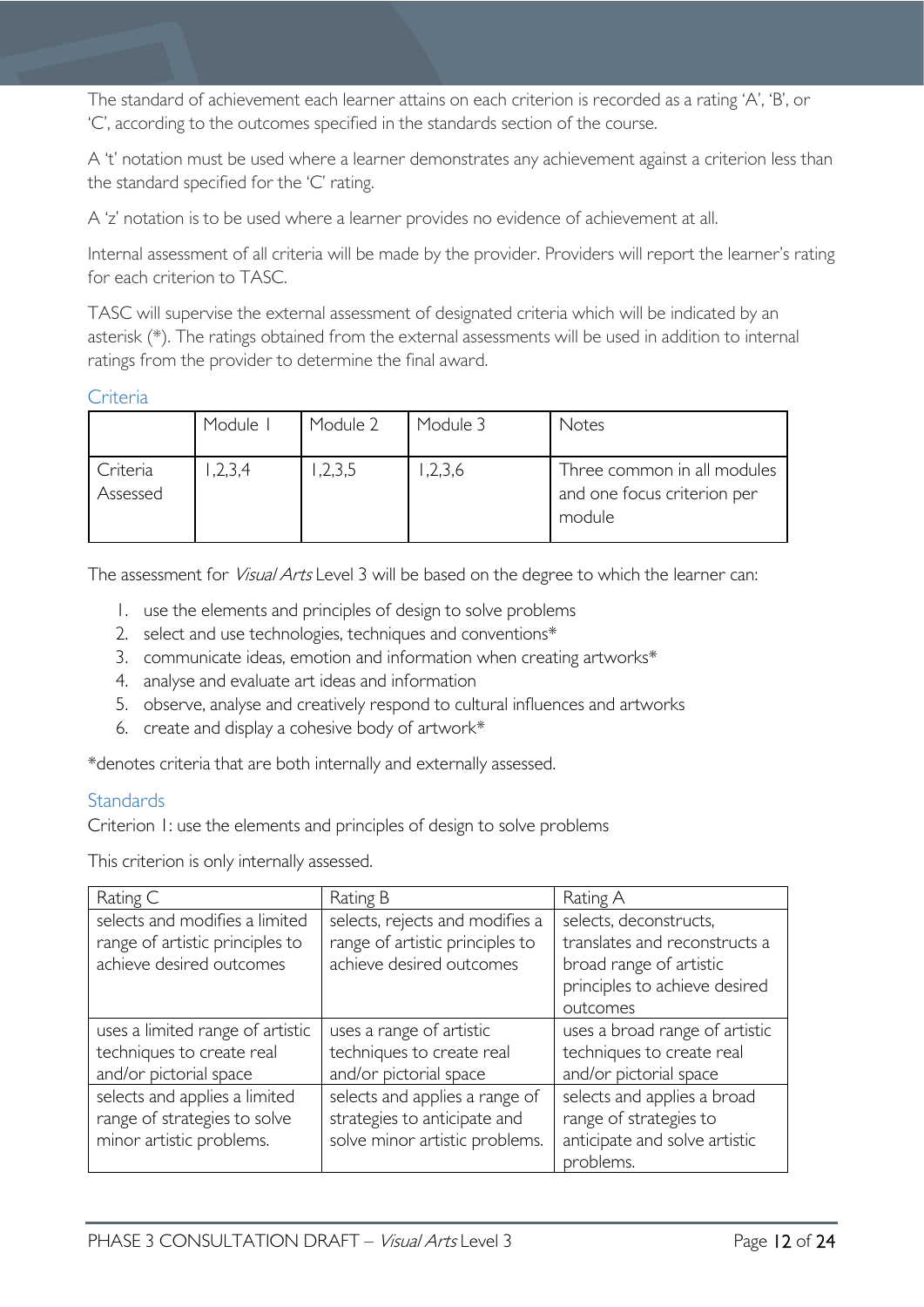The standard of achievement each learner attains on each criterion is recorded as a rating 'A', 'B', or 'C', according to the outcomes specified in the standards section of the course.

A 't' notation must be used where a learner demonstrates any achievement against a criterion less than the standard specified for the 'C' rating.

A 'z' notation is to be used where a learner provides no evidence of achievement at all.

Internal assessment of all criteria will be made by the provider. Providers will report the learner's rating for each criterion to TASC.

TASC will supervise the external assessment of designated criteria which will be indicated by an asterisk (*). The ratings obtained from the external assessments will be used in addition to internal ratings from the provider to determine the final award.

### Criteria

| | Module 1 | Module 2 | Module 3 | Notes |
|---|---|---|---|---|
| Criteria Assessed | 1,2,3,4 | 1,2,3,5 | 1,2,3,6 | Three common in all modules and one focus criterion per module |

The assessment for *Visual Arts* Level 3 will be based on the degree to which the learner can:

1. use the elements and principles of design to solve problems
2. select and use technologies, techniques and conventions*
3. communicate ideas, emotion and information when creating artworks*
4. analyse and evaluate art ideas and information
5. observe, analyse and creatively respond to cultural influences and artworks
6. create and display a cohesive body of artwork*

*denotes criteria that are both internally and externally assessed.

### Standards

Criterion 1: use the elements and principles of design to solve problems

This criterion is only internally assessed.

| Rating C | Rating B | Rating A |
|---|---|---|
| selects and modifies a limited range of artistic principles to achieve desired outcomes | selects, rejects and modifies a range of artistic principles to achieve desired outcomes | selects, deconstructs, translates and reconstructs a broad range of artistic principles to achieve desired outcomes |
| uses a limited range of artistic techniques to create real and/or pictorial space | uses a range of artistic techniques to create real and/or pictorial space | uses a broad range of artistic techniques to create real and/or pictorial space |
| selects and applies a limited range of strategies to solve minor artistic problems. | selects and applies a range of strategies to anticipate and solve minor artistic problems. | selects and applies a broad range of strategies to anticipate and solve artistic problems. |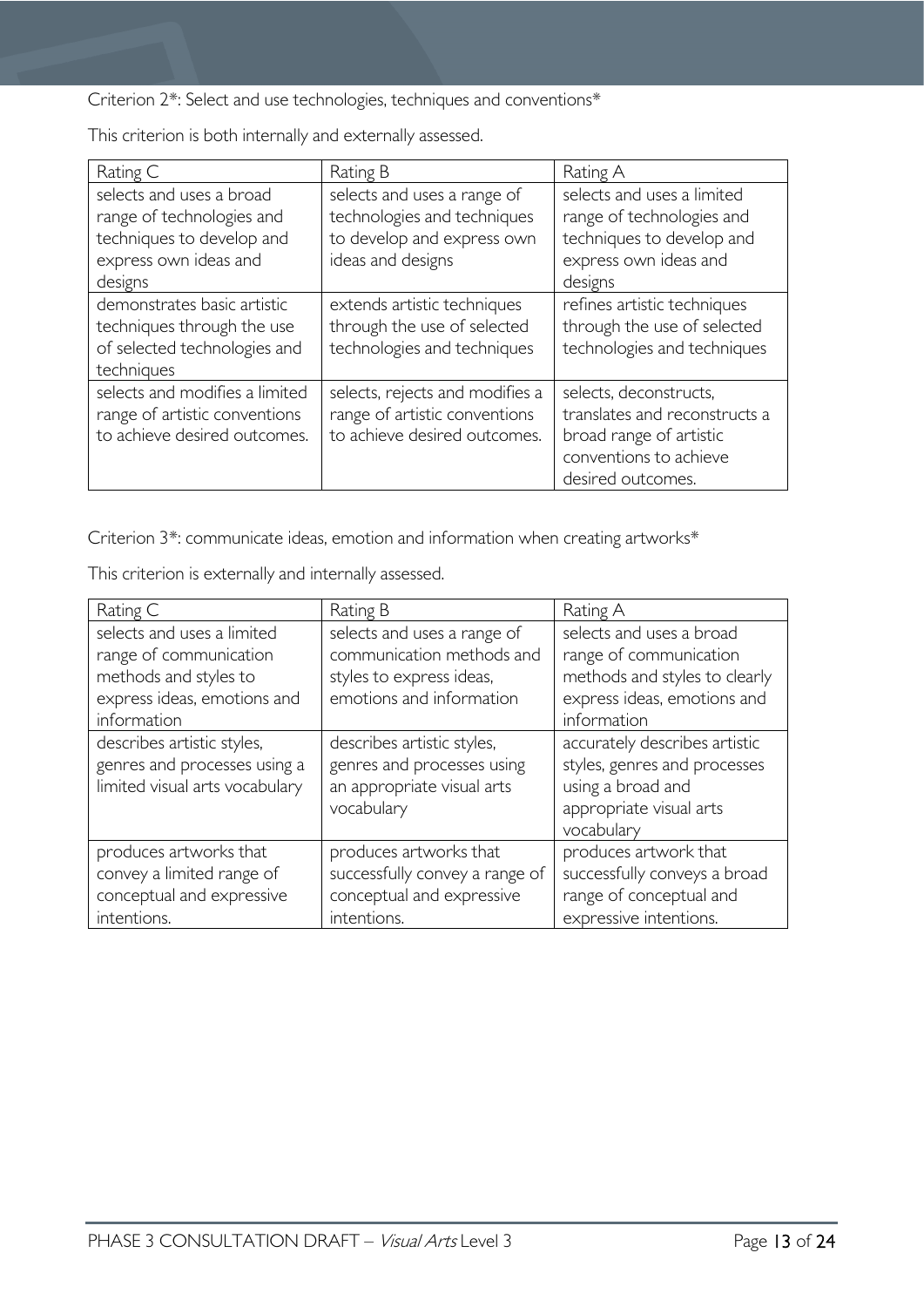Criterion 2*: Select and use technologies, techniques and conventions*

This criterion is both internally and externally assessed.

| Rating C | Rating B | Rating A |
| --- | --- | --- |
| selects and uses a broad range of technologies and techniques to develop and express own ideas and designs | selects and uses a range of technologies and techniques to develop and express own ideas and designs | selects and uses a limited range of technologies and techniques to develop and express own ideas and designs |
| demonstrates basic artistic techniques through the use of selected technologies and techniques | extends artistic techniques through the use of selected technologies and techniques | refines artistic techniques through the use of selected technologies and techniques |
| selects and modifies a limited range of artistic conventions to achieve desired outcomes. | selects, rejects and modifies a range of artistic conventions to achieve desired outcomes. | selects, deconstructs, translates and reconstructs a broad range of artistic conventions to achieve desired outcomes. |

Criterion 3*: communicate ideas, emotion and information when creating artworks*

This criterion is externally and internally assessed.

| Rating C | Rating B | Rating A |
| --- | --- | --- |
| selects and uses a limited range of communication methods and styles to express ideas, emotions and information | selects and uses a range of communication methods and styles to express ideas, emotions and information | selects and uses a broad range of communication methods and styles to clearly express ideas, emotions and information |
| describes artistic styles, genres and processes using a limited visual arts vocabulary | describes artistic styles, genres and processes using an appropriate visual arts vocabulary | accurately describes artistic styles, genres and processes using a broad and appropriate visual arts vocabulary |
| produces artworks that convey a limited range of conceptual and expressive intentions. | produces artworks that successfully convey a range of conceptual and expressive intentions. | produces artwork that successfully conveys a broad range of conceptual and expressive intentions. |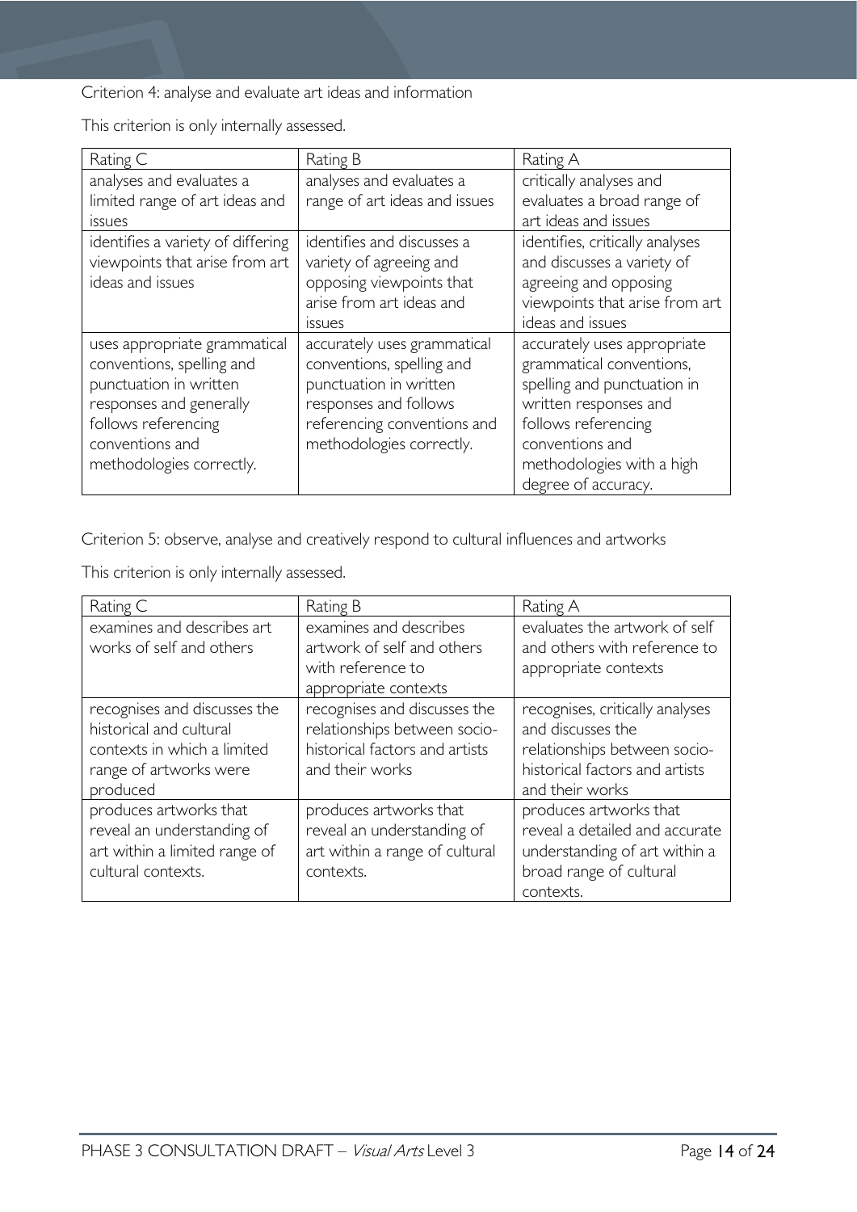Criterion 4: analyse and evaluate art ideas and information

This criterion is only internally assessed.

| Rating C | Rating B | Rating A |
|---|---|---|
| analyses and evaluates a limited range of art ideas and issues | analyses and evaluates a range of art ideas and issues | critically analyses and evaluates a broad range of art ideas and issues |
| identifies a variety of differing viewpoints that arise from art ideas and issues | identifies and discusses a variety of agreeing and opposing viewpoints that arise from art ideas and issues | identifies, critically analyses and discusses a variety of agreeing and opposing viewpoints that arise from art ideas and issues |
| uses appropriate grammatical conventions, spelling and punctuation in written responses and generally follows referencing conventions and methodologies correctly. | accurately uses grammatical conventions, spelling and punctuation in written responses and follows referencing conventions and methodologies correctly. | accurately uses appropriate grammatical conventions, spelling and punctuation in written responses and follows referencing conventions and methodologies with a high degree of accuracy. |

Criterion 5: observe, analyse and creatively respond to cultural influences and artworks

This criterion is only internally assessed.

| Rating C | Rating B | Rating A |
|---|---|---|
| examines and describes art works of self and others | examines and describes artwork of self and others with reference to appropriate contexts | evaluates the artwork of self and others with reference to appropriate contexts |
| recognises and discusses the historical and cultural contexts in which a limited range of artworks were produced | recognises and discusses the relationships between socio-historical factors and artists and their works | recognises, critically analyses and discusses the relationships between socio-historical factors and artists and their works |
| produces artworks that reveal an understanding of art within a limited range of cultural contexts. | produces artworks that reveal an understanding of art within a range of cultural contexts. | produces artworks that reveal a detailed and accurate understanding of art within a broad range of cultural contexts. |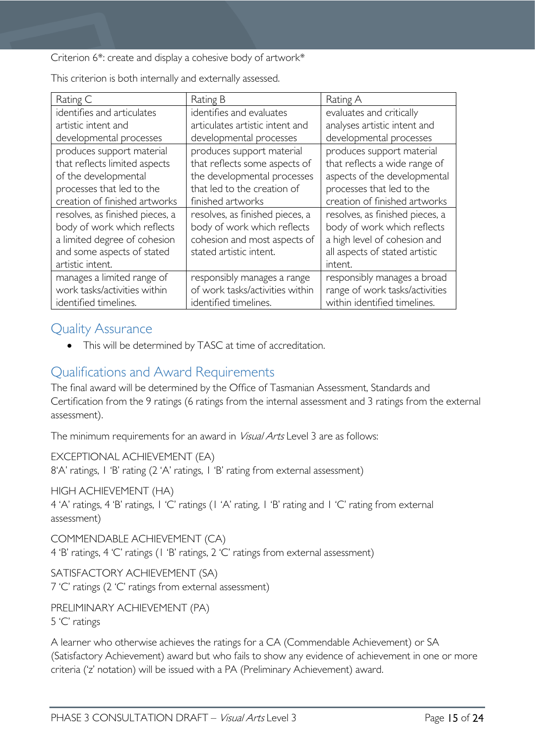Criterion 6*: create and display a cohesive body of artwork*

This criterion is both internally and externally assessed.

| Rating C | Rating B | Rating A |
|---|---|---|
| identifies and articulates artistic intent and developmental processes | identifies and evaluates articulates artistic intent and developmental processes | evaluates and critically analyses artistic intent and developmental processes |
| produces support material that reflects limited aspects of the developmental processes that led to the creation of finished artworks | produces support material that reflects some aspects of the developmental processes that led to the creation of finished artworks | produces support material that reflects a wide range of aspects of the developmental processes that led to the creation of finished artworks |
| resolves, as finished pieces, a body of work which reflects a limited degree of cohesion and some aspects of stated artistic intent. | resolves, as finished pieces, a body of work which reflects cohesion and most aspects of stated artistic intent. | resolves, as finished pieces, a body of work which reflects a high level of cohesion and all aspects of stated artistic intent. |
| manages a limited range of work tasks/activities within identified timelines. | responsibly manages a range of work tasks/activities within identified timelines. | responsibly manages a broad range of work tasks/activities within identified timelines. |

## Quality Assurance

- This will be determined by TASC at time of accreditation.

## Qualifications and Award Requirements

The final award will be determined by the Office of Tasmanian Assessment, Standards and Certification from the 9 ratings (6 ratings from the internal assessment and 3 ratings from the external assessment).

The minimum requirements for an award in *Visual Arts* Level 3 are as follows:

EXCEPTIONAL ACHIEVEMENT (EA)
8'A' ratings, 1 'B' rating (2 'A' ratings, 1 'B' rating from external assessment)

HIGH ACHIEVEMENT (HA)
4 'A' ratings, 4 'B' ratings, 1 'C' ratings (1 'A' rating, 1 'B' rating and 1 'C' rating from external assessment)

COMMENDABLE ACHIEVEMENT (CA)
4 'B' ratings, 4 'C' ratings (1 'B' ratings, 2 'C' ratings from external assessment)

SATISFACTORY ACHIEVEMENT (SA)
7 'C' ratings (2 'C' ratings from external assessment)

PRELIMINARY ACHIEVEMENT (PA)
5 'C' ratings

A learner who otherwise achieves the ratings for a CA (Commendable Achievement) or SA (Satisfactory Achievement) award but who fails to show any evidence of achievement in one or more criteria ('z' notation) will be issued with a PA (Preliminary Achievement) award.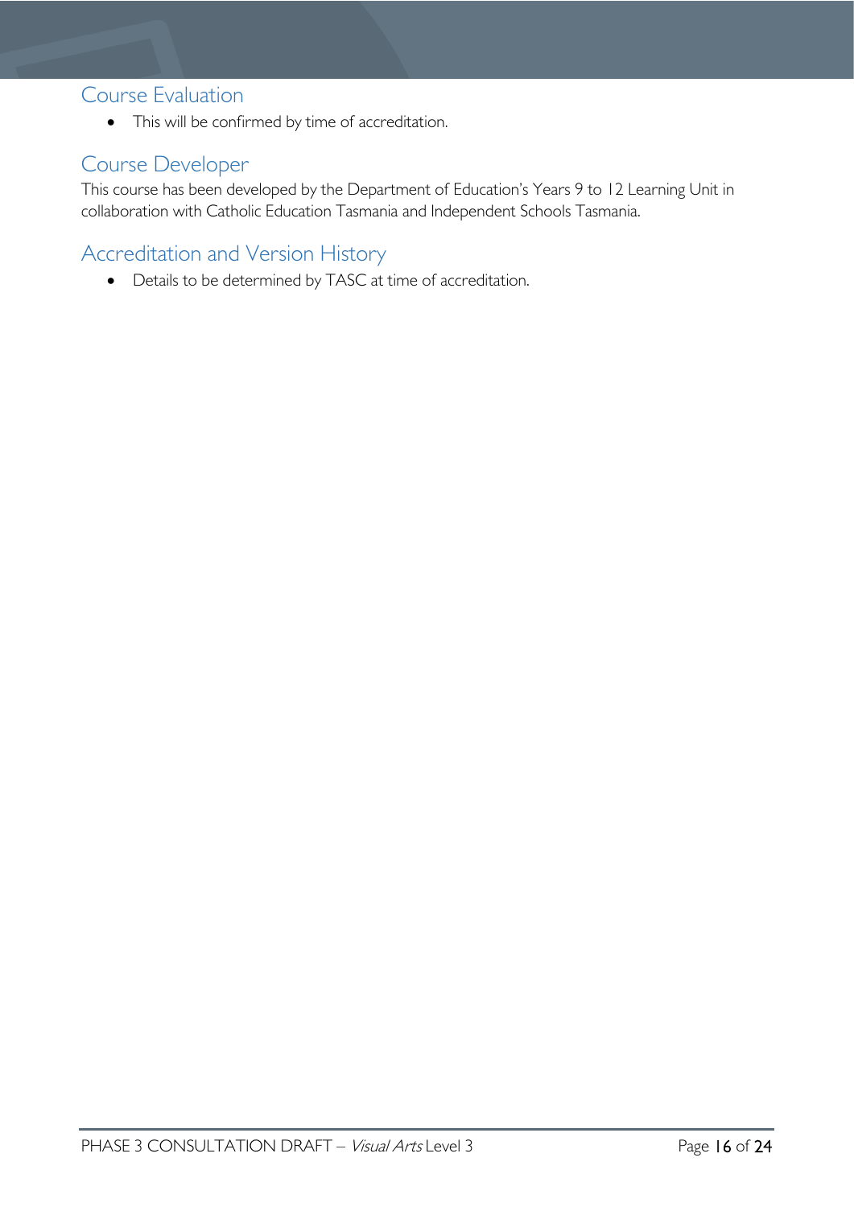## Course Evaluation

- This will be confirmed by time of accreditation.

## Course Developer

This course has been developed by the Department of Education's Years 9 to 12 Learning Unit in collaboration with Catholic Education Tasmania and Independent Schools Tasmania.

## Accreditation and Version History

- Details to be determined by TASC at time of accreditation.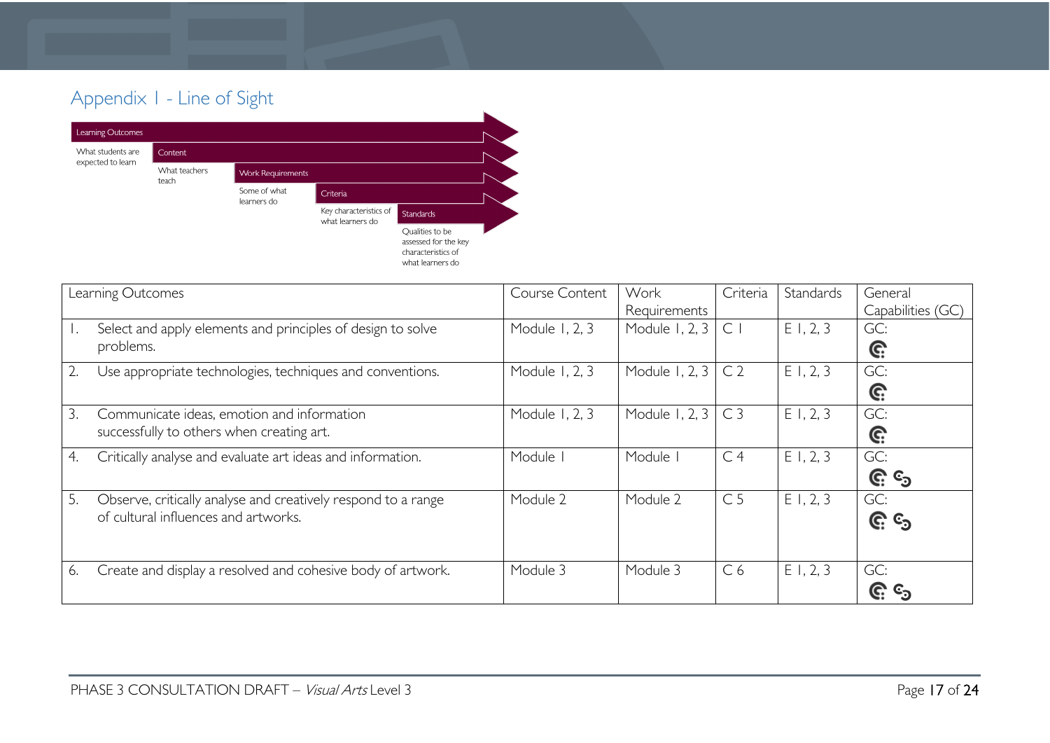## Appendix 1 - Line of Sight

- **Learning Outcomes** – What students are expected to learn
- **Content** – What teachers teach
- **Work Requirements** – Some of what learners do
- **Criteria** – Key characteristics of what learners do
- **Standards** – Qualities to be assessed for the key characteristics of what learners do

| Learning Outcomes | Course Content | Work Requirements | Criteria | Standards | General Capabilities (GC) |
|---|---|---|---|---|---|
| 1. Select and apply elements and principles of design to solve problems. | Module 1, 2, 3 | Module 1, 2, 3 | C 1 | E 1, 2, 3 | GC: |
| 2. Use appropriate technologies, techniques and conventions. | Module 1, 2, 3 | Module 1, 2, 3 | C 2 | E 1, 2, 3 | GC: |
| 3. Communicate ideas, emotion and information successfully to others when creating art. | Module 1, 2, 3 | Module 1, 2, 3 | C 3 | E 1, 2, 3 | GC: |
| 4. Critically analyse and evaluate art ideas and information. | Module 1 | Module 1 | C 4 | E 1, 2, 3 | GC: |
| 5. Observe, critically analyse and creatively respond to a range of cultural influences and artworks. | Module 2 | Module 2 | C 5 | E 1, 2, 3 | GC: |
| 6. Create and display a resolved and cohesive body of artwork. | Module 3 | Module 3 | C 6 | E 1, 2, 3 | GC: |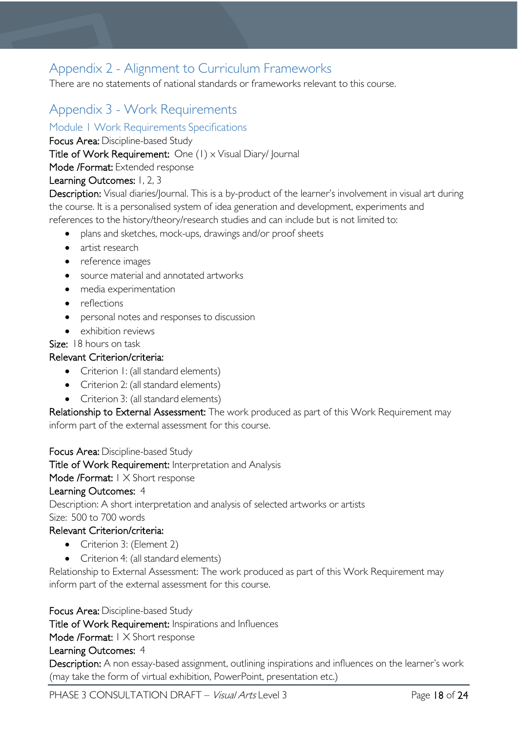## Appendix 2 - Alignment to Curriculum Frameworks

There are no statements of national standards or frameworks relevant to this course.

## Appendix 3 - Work Requirements

### Module 1 Work Requirements Specifications

**Focus Area:** Discipline-based Study

**Title of Work Requirement:** One (1) x Visual Diary/ Journal

**Mode /Format:** Extended response

**Learning Outcomes:** 1, 2, 3

**Description:** Visual diaries/Journal. This is a by-product of the learner's involvement in visual art during the course. It is a personalised system of idea generation and development, experiments and references to the history/theory/research studies and can include but is not limited to:

- plans and sketches, mock-ups, drawings and/or proof sheets
- artist research
- reference images
- source material and annotated artworks
- media experimentation
- reflections
- personal notes and responses to discussion
- exhibition reviews

**Size:** 18 hours on task

**Relevant Criterion/criteria:**

- Criterion 1: (all standard elements)
- Criterion 2: (all standard elements)
- Criterion 3: (all standard elements)

**Relationship to External Assessment:** The work produced as part of this Work Requirement may inform part of the external assessment for this course.

**Focus Area:** Discipline-based Study

**Title of Work Requirement:** Interpretation and Analysis

**Mode /Format:** 1 X Short response

**Learning Outcomes:** 4

Description: A short interpretation and analysis of selected artworks or artists

Size: 500 to 700 words

**Relevant Criterion/criteria:**

- Criterion 3: (Element 2)
- Criterion 4: (all standard elements)

Relationship to External Assessment: The work produced as part of this Work Requirement may inform part of the external assessment for this course.

**Focus Area:** Discipline-based Study

**Title of Work Requirement:** Inspirations and Influences

**Mode /Format:** 1 X Short response

**Learning Outcomes:** 4

**Description:** A non essay-based assignment, outlining inspirations and influences on the learner's work (may take the form of virtual exhibition, PowerPoint, presentation etc.)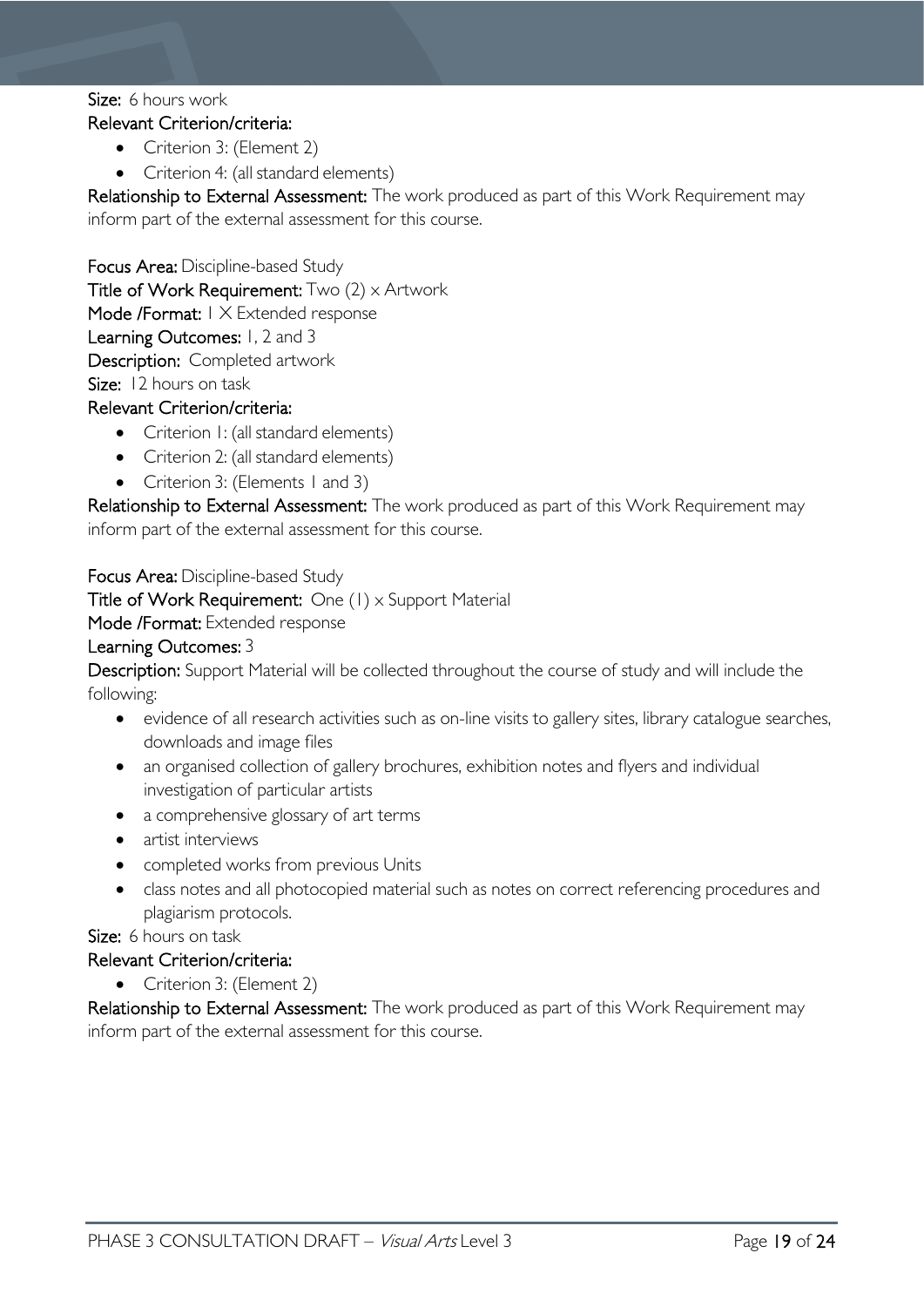**Size:** 6 hours work

**Relevant Criterion/criteria:**

- Criterion 3: (Element 2)
- Criterion 4: (all standard elements)

**Relationship to External Assessment:** The work produced as part of this Work Requirement may inform part of the external assessment for this course.

**Focus Area:** Discipline-based Study

**Title of Work Requirement:** Two (2) x Artwork

**Mode /Format:** 1 X Extended response

**Learning Outcomes:** 1, 2 and 3

**Description:** Completed artwork

**Size:** 12 hours on task

**Relevant Criterion/criteria:**

- Criterion 1: (all standard elements)
- Criterion 2: (all standard elements)
- Criterion 3: (Elements 1 and 3)

**Relationship to External Assessment:** The work produced as part of this Work Requirement may inform part of the external assessment for this course.

**Focus Area:** Discipline-based Study

**Title of Work Requirement:** One (1) x Support Material

**Mode /Format:** Extended response

**Learning Outcomes:** 3

**Description:** Support Material will be collected throughout the course of study and will include the following:

- evidence of all research activities such as on-line visits to gallery sites, library catalogue searches, downloads and image files
- an organised collection of gallery brochures, exhibition notes and flyers and individual investigation of particular artists
- a comprehensive glossary of art terms
- artist interviews
- completed works from previous Units
- class notes and all photocopied material such as notes on correct referencing procedures and plagiarism protocols.

**Size:** 6 hours on task

**Relevant Criterion/criteria:**

- Criterion 3: (Element 2)

**Relationship to External Assessment:** The work produced as part of this Work Requirement may inform part of the external assessment for this course.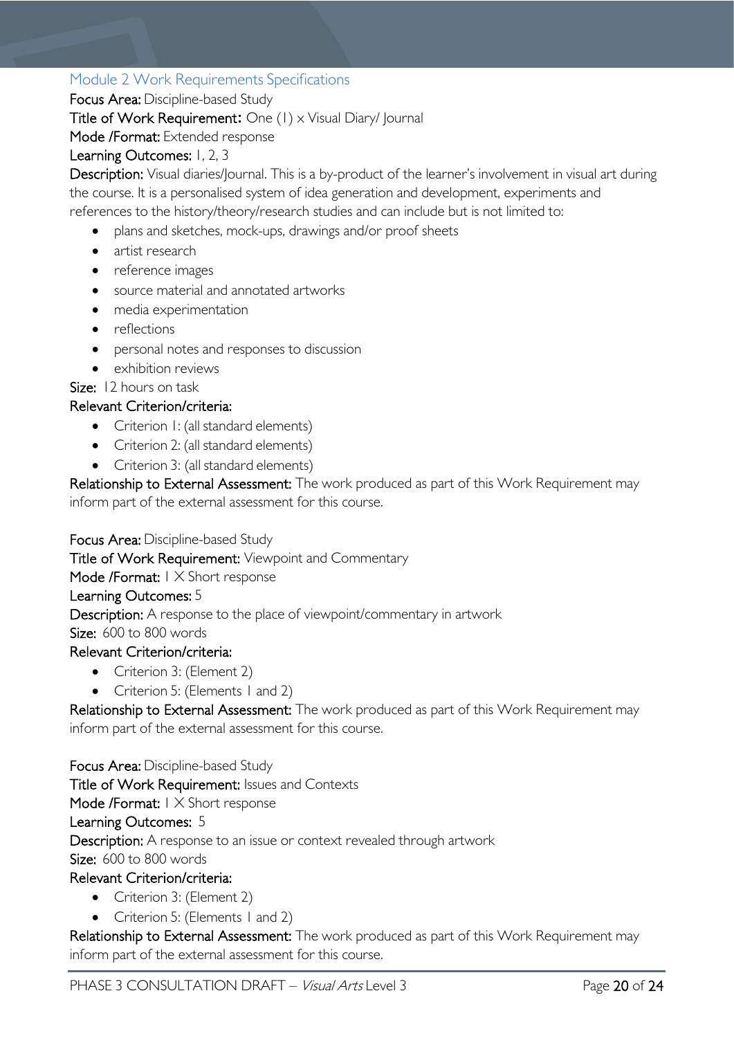## Module 2 Work Requirements Specifications

**Focus Area:** Discipline-based Study

**Title of Work Requirement:** One (1) x Visual Diary/ Journal

**Mode /Format:** Extended response

**Learning Outcomes:** 1, 2, 3

**Description:** Visual diaries/Journal. This is a by-product of the learner's involvement in visual art during the course. It is a personalised system of idea generation and development, experiments and references to the history/theory/research studies and can include but is not limited to:

- plans and sketches, mock-ups, drawings and/or proof sheets
- artist research
- reference images
- source material and annotated artworks
- media experimentation
- reflections
- personal notes and responses to discussion
- exhibition reviews

**Size:** 12 hours on task

**Relevant Criterion/criteria:**

- Criterion 1: (all standard elements)
- Criterion 2: (all standard elements)
- Criterion 3: (all standard elements)

**Relationship to External Assessment:** The work produced as part of this Work Requirement may inform part of the external assessment for this course.

**Focus Area:** Discipline-based Study

**Title of Work Requirement:** Viewpoint and Commentary

**Mode /Format:** 1 X Short response

**Learning Outcomes:** 5

**Description:** A response to the place of viewpoint/commentary in artwork

**Size:** 600 to 800 words

**Relevant Criterion/criteria:**

- Criterion 3: (Element 2)
- Criterion 5: (Elements 1 and 2)

**Relationship to External Assessment:** The work produced as part of this Work Requirement may inform part of the external assessment for this course.

**Focus Area:** Discipline-based Study

**Title of Work Requirement:** Issues and Contexts

**Mode /Format:** 1 X Short response

**Learning Outcomes:** 5

**Description:** A response to an issue or context revealed through artwork

**Size:** 600 to 800 words

**Relevant Criterion/criteria:**

- Criterion 3: (Element 2)
- Criterion 5: (Elements 1 and 2)

**Relationship to External Assessment:** The work produced as part of this Work Requirement may inform part of the external assessment for this course.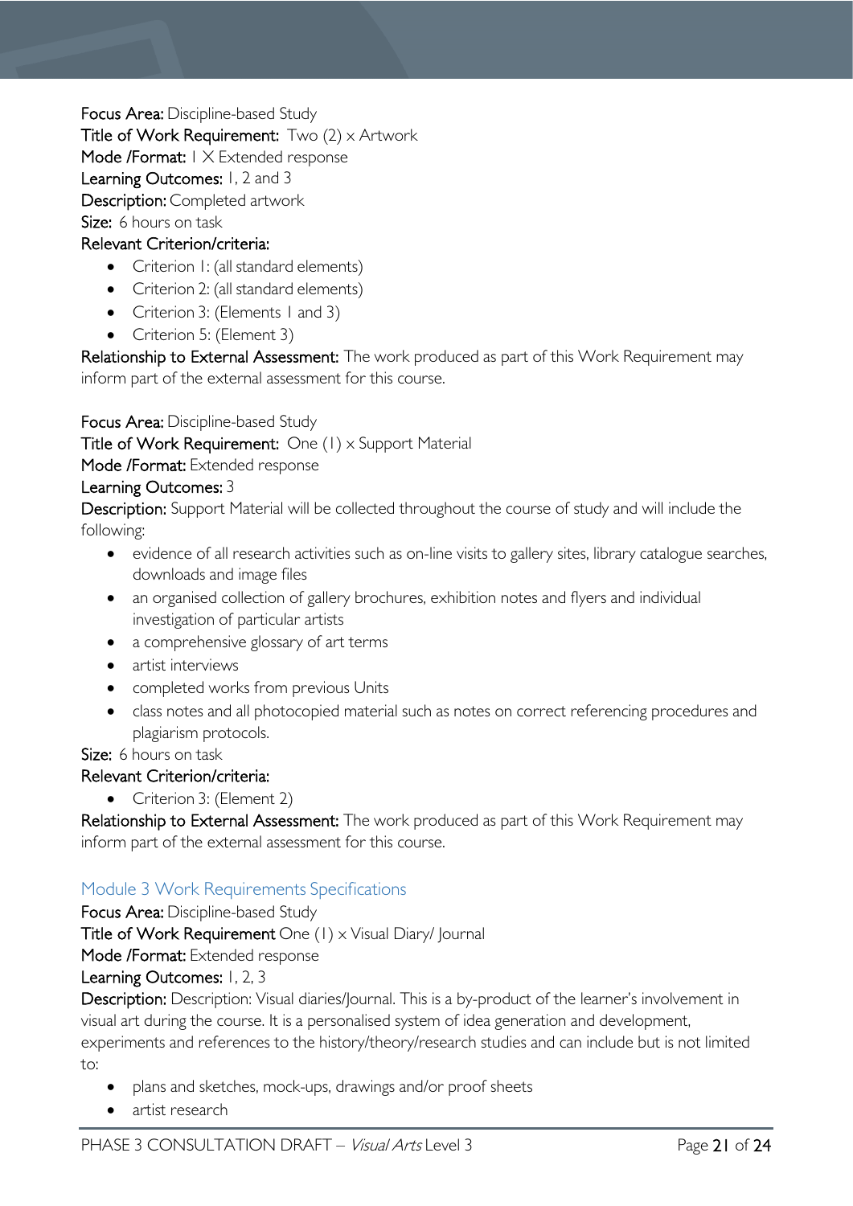**Focus Area:** Discipline-based Study
**Title of Work Requirement:** Two (2) x Artwork
**Mode /Format:** 1 X Extended response
**Learning Outcomes:** 1, 2 and 3
**Description:** Completed artwork
**Size:** 6 hours on task
**Relevant Criterion/criteria:**

- Criterion 1: (all standard elements)
- Criterion 2: (all standard elements)
- Criterion 3: (Elements 1 and 3)
- Criterion 5: (Element 3)

**Relationship to External Assessment:** The work produced as part of this Work Requirement may inform part of the external assessment for this course.

**Focus Area:** Discipline-based Study
**Title of Work Requirement:** One (1) x Support Material
**Mode /Format:** Extended response
**Learning Outcomes:** 3
**Description:** Support Material will be collected throughout the course of study and will include the following:

- evidence of all research activities such as on-line visits to gallery sites, library catalogue searches, downloads and image files
- an organised collection of gallery brochures, exhibition notes and flyers and individual investigation of particular artists
- a comprehensive glossary of art terms
- artist interviews
- completed works from previous Units
- class notes and all photocopied material such as notes on correct referencing procedures and plagiarism protocols.

**Size:** 6 hours on task
**Relevant Criterion/criteria:**

- Criterion 3: (Element 2)

**Relationship to External Assessment:** The work produced as part of this Work Requirement may inform part of the external assessment for this course.

## Module 3 Work Requirements Specifications

**Focus Area:** Discipline-based Study
**Title of Work Requirement** One (1) x Visual Diary/ Journal
**Mode /Format:** Extended response
**Learning Outcomes:** 1, 2, 3
**Description:** Description: Visual diaries/Journal. This is a by-product of the learner's involvement in visual art during the course. It is a personalised system of idea generation and development, experiments and references to the history/theory/research studies and can include but is not limited to:

- plans and sketches, mock-ups, drawings and/or proof sheets
- artist research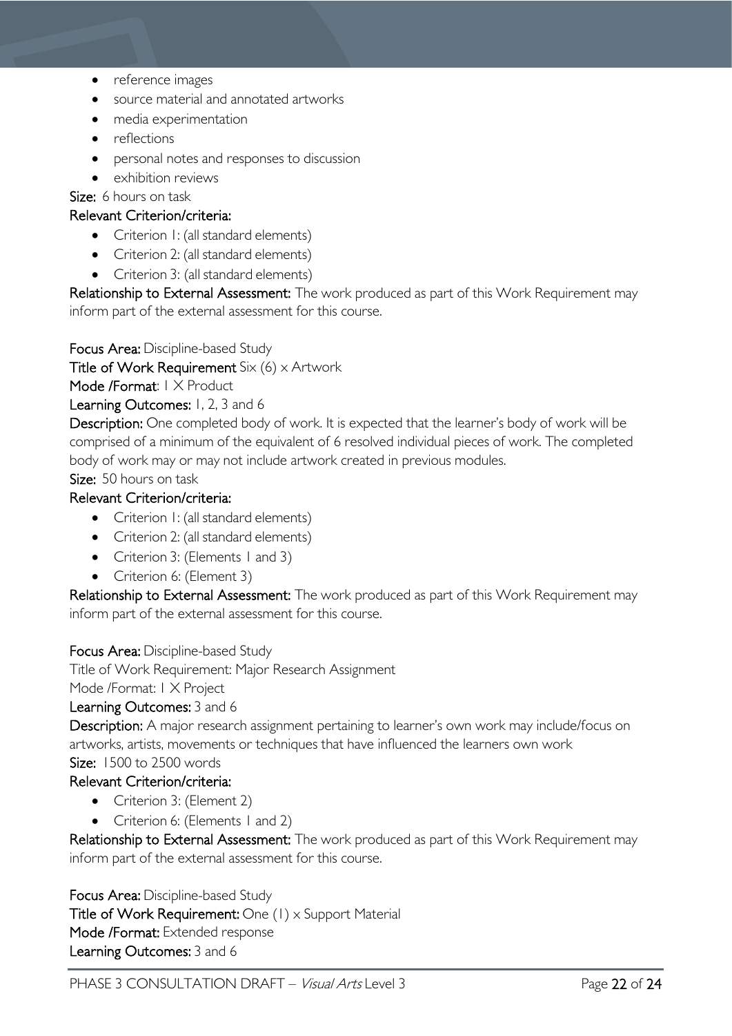- reference images
- source material and annotated artworks
- media experimentation
- reflections
- personal notes and responses to discussion
- exhibition reviews

**Size:** 6 hours on task

**Relevant Criterion/criteria:**

- Criterion 1: (all standard elements)
- Criterion 2: (all standard elements)
- Criterion 3: (all standard elements)

**Relationship to External Assessment:** The work produced as part of this Work Requirement may inform part of the external assessment for this course.

**Focus Area:** Discipline-based Study

**Title of Work Requirement** Six (6) x Artwork

**Mode /Format**: 1 X Product

**Learning Outcomes:** 1, 2, 3 and 6

**Description:** One completed body of work. It is expected that the learner's body of work will be comprised of a minimum of the equivalent of 6 resolved individual pieces of work. The completed body of work may or may not include artwork created in previous modules.

**Size:** 50 hours on task

**Relevant Criterion/criteria:**

- Criterion 1: (all standard elements)
- Criterion 2: (all standard elements)
- Criterion 3: (Elements 1 and 3)
- Criterion 6: (Element 3)

**Relationship to External Assessment:** The work produced as part of this Work Requirement may inform part of the external assessment for this course.

**Focus Area:** Discipline-based Study

Title of Work Requirement: Major Research Assignment

Mode /Format: 1 X Project

**Learning Outcomes:** 3 and 6

**Description:** A major research assignment pertaining to learner's own work may include/focus on artworks, artists, movements or techniques that have influenced the learners own work

**Size:** 1500 to 2500 words

**Relevant Criterion/criteria:**

- Criterion 3: (Element 2)
- Criterion 6: (Elements 1 and 2)

**Relationship to External Assessment:** The work produced as part of this Work Requirement may inform part of the external assessment for this course.

**Focus Area:** Discipline-based Study

**Title of Work Requirement:** One (1) x Support Material

**Mode /Format:** Extended response

**Learning Outcomes:** 3 and 6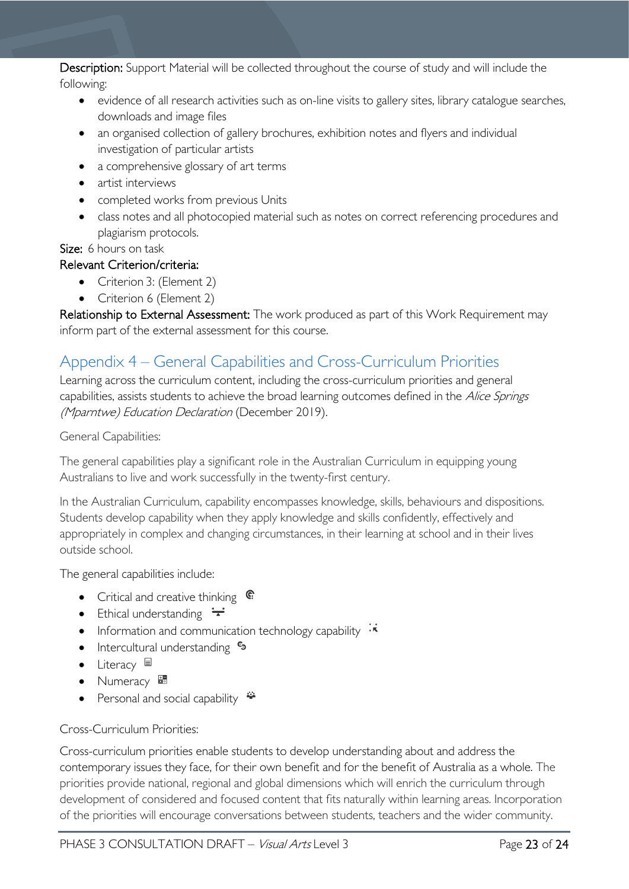**Description:** Support Material will be collected throughout the course of study and will include the following:

- evidence of all research activities such as on-line visits to gallery sites, library catalogue searches, downloads and image files
- an organised collection of gallery brochures, exhibition notes and flyers and individual investigation of particular artists
- a comprehensive glossary of art terms
- artist interviews
- completed works from previous Units
- class notes and all photocopied material such as notes on correct referencing procedures and plagiarism protocols.

**Size:** 6 hours on task

**Relevant Criterion/criteria:**

- Criterion 3: (Element 2)
- Criterion 6 (Element 2)

**Relationship to External Assessment:** The work produced as part of this Work Requirement may inform part of the external assessment for this course.

## Appendix 4 – General Capabilities and Cross-Curriculum Priorities

Learning across the curriculum content, including the cross-curriculum priorities and general capabilities, assists students to achieve the broad learning outcomes defined in the *Alice Springs (Mparntwe) Education Declaration* (December 2019).

General Capabilities:

The general capabilities play a significant role in the Australian Curriculum in equipping young Australians to live and work successfully in the twenty-first century.

In the Australian Curriculum, capability encompasses knowledge, skills, behaviours and dispositions. Students develop capability when they apply knowledge and skills confidently, effectively and appropriately in complex and changing circumstances, in their learning at school and in their lives outside school.

The general capabilities include:

- Critical and creative thinking
- Ethical understanding
- Information and communication technology capability
- Intercultural understanding
- Literacy
- Numeracy
- Personal and social capability

Cross-Curriculum Priorities:

Cross-curriculum priorities enable students to develop understanding about and address the contemporary issues they face, for their own benefit and for the benefit of Australia as a whole. The priorities provide national, regional and global dimensions which will enrich the curriculum through development of considered and focused content that fits naturally within learning areas. Incorporation of the priorities will encourage conversations between students, teachers and the wider community.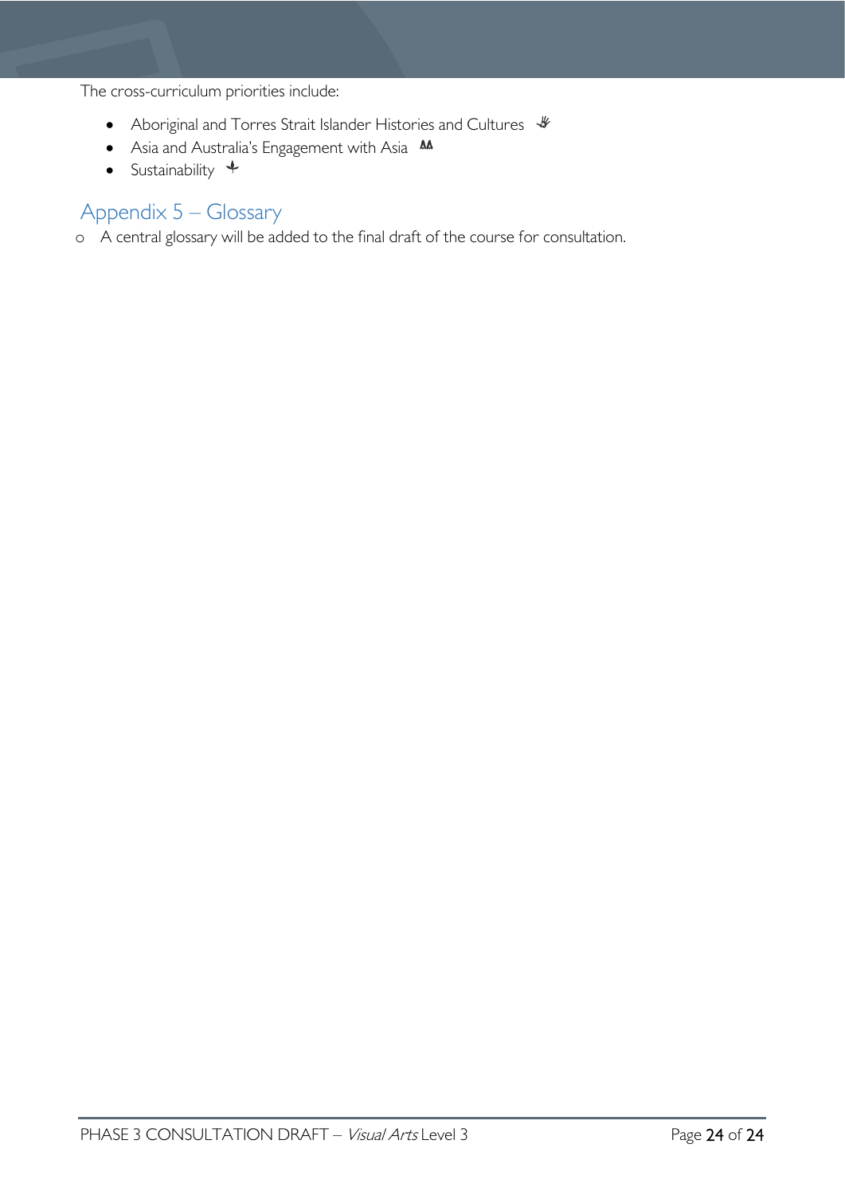The cross-curriculum priorities include:

- Aboriginal and Torres Strait Islander Histories and Cultures
- Asia and Australia's Engagement with Asia
- Sustainability

## Appendix 5 – Glossary

- A central glossary will be added to the final draft of the course for consultation.